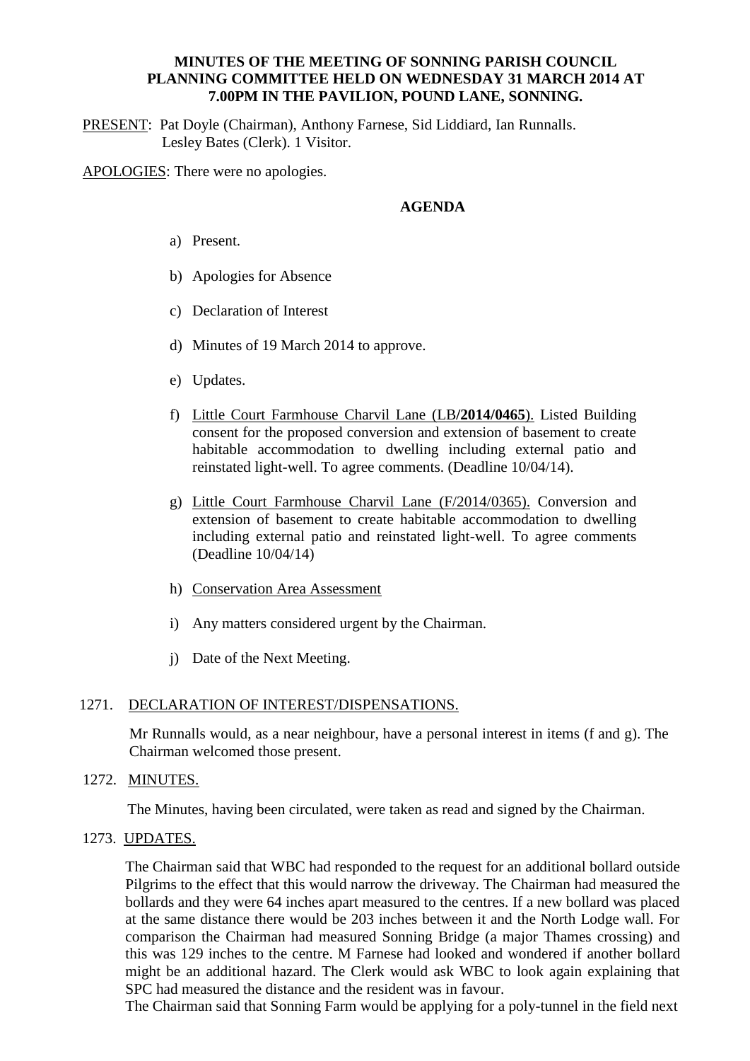**MINUTES OF THE MEETING OF SONNING PARISH COUNCIL PLANNING COMMITTEE HELD ON WEDNESDAY 31 MARCH 2014 AT 7.00PM IN THE PAVILION, POUND LANE, SONNING.**

PRESENT: Pat Doyle (Chairman), Anthony Farnese, Sid Liddiard, Ian Runnalls. Lesley Bates (Clerk). 1 Visitor.

APOLOGIES: There were no apologies.

**AGENDA**

a) Present.

b) Apologies for Absence

c) Declaration of Interest

d) Minutes of 19 March 2014 to approve.

e) Updates.

f) Little Court Farmhouse Charvil Lane (LB/**2014/0465**). Listed Building consent for the proposed conversion and extension of basement to create habitable accommodation to dwelling including external patio and reinstated light-well. To agree comments. (Deadline 10/04/14).

g) Little Court Farmhouse Charvil Lane (F/2014/0365). Conversion and extension of basement to create habitable accommodation to dwelling including external patio and reinstated light-well. To agree comments (Deadline 10/04/14)

h) Conservation Area Assessment

i) Any matters considered urgent by the Chairman.

j) Date of the Next Meeting.

1271. DECLARATION OF INTEREST/DISPENSATIONS.

Mr Runnalls would, as a near neighbour, have a personal interest in items (f and g). The Chairman welcomed those present.

1272. MINUTES.

The Minutes, having been circulated, were taken as read and signed by the Chairman.

1273. UPDATES.

The Chairman said that WBC had responded to the request for an additional bollard outside Pilgrims to the effect that this would narrow the driveway. The Chairman had measured the bollards and they were 64 inches apart measured to the centres. If a new bollard was placed at the same distance there would be 203 inches between it and the North Lodge wall. For comparison the Chairman had measured Sonning Bridge (a major Thames crossing) and this was 129 inches to the centre. M Farnese had looked and wondered if another bollard might be an additional hazard. The Clerk would ask WBC to look again explaining that SPC had measured the distance and the resident was in favour.

The Chairman said that Sonning Farm would be applying for a poly-tunnel in the field next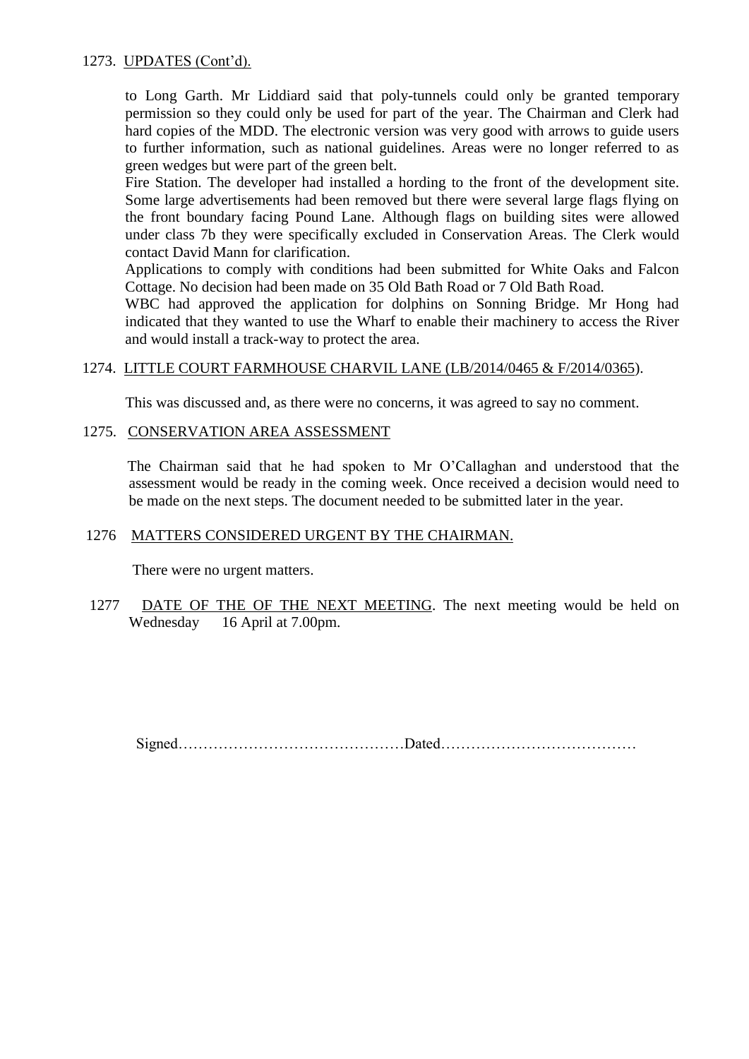1273. UPDATES (Cont'd).

to Long Garth. Mr Liddiard said that poly-tunnels could only be granted temporary permission so they could only be used for part of the year. The Chairman and Clerk had hard copies of the MDD. The electronic version was very good with arrows to guide users to further information, such as national guidelines. Areas were no longer referred to as green wedges but were part of the green belt.

Fire Station. The developer had installed a hording to the front of the development site. Some large advertisements had been removed but there were several large flags flying on the front boundary facing Pound Lane. Although flags on building sites were allowed under class 7b they were specifically excluded in Conservation Areas. The Clerk would contact David Mann for clarification.

Applications to comply with conditions had been submitted for White Oaks and Falcon Cottage. No decision had been made on 35 Old Bath Road or 7 Old Bath Road.

WBC had approved the application for dolphins on Sonning Bridge. Mr Hong had indicated that they wanted to use the Wharf to enable their machinery to access the River and would install a track-way to protect the area.

1274. LITTLE COURT FARMHOUSE CHARVIL LANE (LB/2014/0465 & F/2014/0365).

This was discussed and, as there were no concerns, it was agreed to say no comment.

1275. CONSERVATION AREA ASSESSMENT

The Chairman said that he had spoken to Mr O'Callaghan and understood that the assessment would be ready in the coming week. Once received a decision would need to be made on the next steps. The document needed to be submitted later in the year.

1276 MATTERS CONSIDERED URGENT BY THE CHAIRMAN.

There were no urgent matters.

1277 DATE OF THE OF THE NEXT MEETING. The next meeting would be held on Wednesday 16 April at 7.00pm.

Signed………………………………………Dated…………………………………